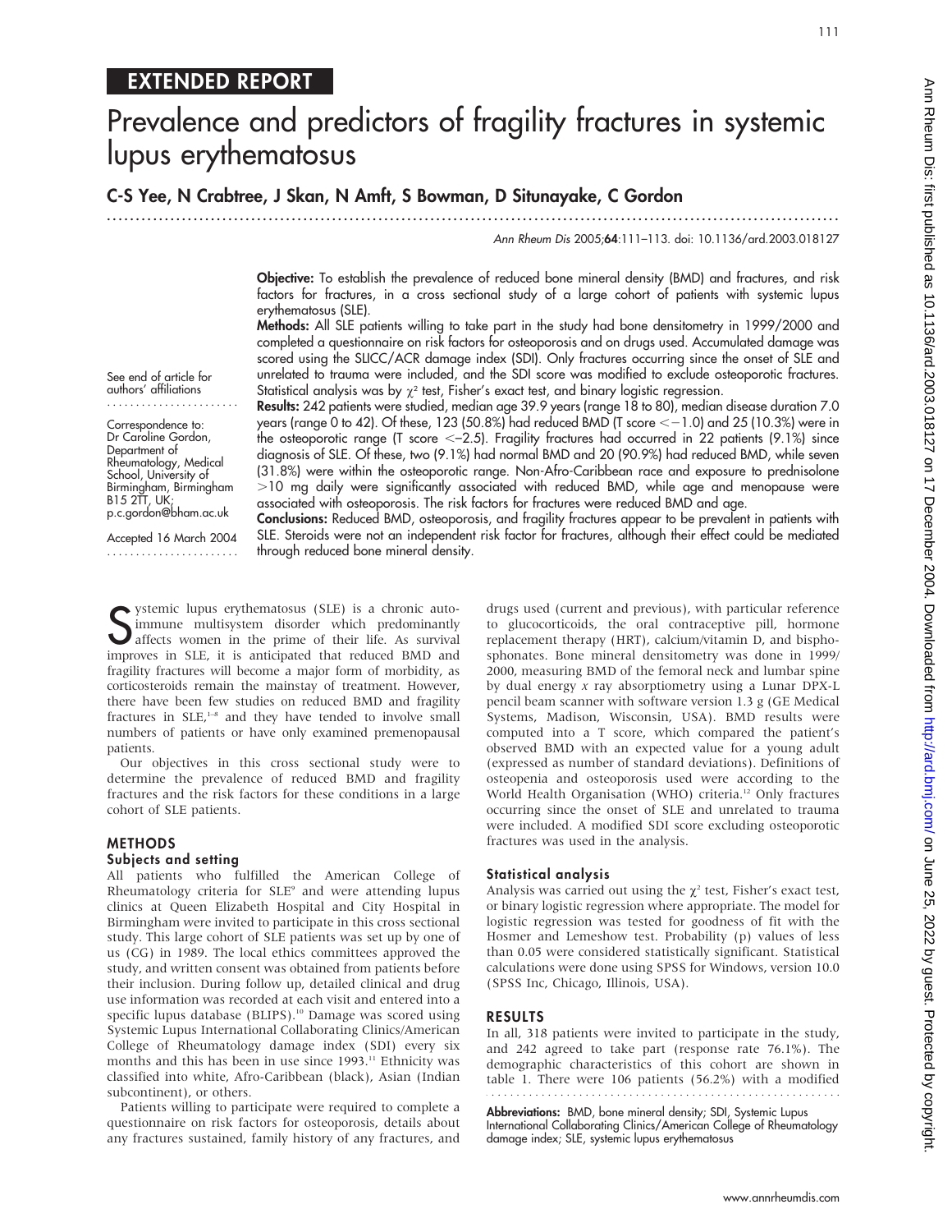## EXTENDED REPORT

# Prevalence and predictors of fragility fractures in systemic lupus erythematosus

**C-S Yee, N Crabtree, J Skan, N Amft, S Bowman, D Situnayake, C Gordon**

*Ann Rheum Dis* 2005;**64**:111–113. doi: 10.1136/ard.2003.018127

See end of article for authors' affiliations

Correspondence to: Dr Caroline Gordon, Department of Rheumatology, Medical School, University of Birmingham, Birmingham B15 2TT, UK; p.c.gordon@bham.ac.uk

Accepted 16 March 2004

**Objective:** To establish the prevalence of reduced bone mineral density (BMD) and fractures, and risk factors for fractures, in a cross sectional study of a large cohort of patients with systemic lupus erythematosus (SLE).

**Methods:** All SLE patients willing to take part in the study had bone densitometry in 1999/2000 and completed a questionnaire on risk factors for osteoporosis and on drugs used. Accumulated damage was scored using the SLICC/ACR damage index (SDI). Only fractures occurring since the onset of SLE and unrelated to trauma were included, and the SDI score was modified to exclude osteoporotic fractures. Statistical analysis was by $\chi^2$ test, Fisher's exact test, and binary logistic regression.

**Results:** 242 patients were studied, median age 39.9 years (range 18 to 80), median disease duration 7.0 years (range 0 to 42). Of these, 123 (50.8%) had reduced BMD (T score $<-1.0$) and 25 (10.3%) were in the osteoporotic range (T score $<-2.5$). Fragility fractures had occurred in 22 patients (9.1%) since diagnosis of SLE. Of these, two (9.1%) had normal BMD and 20 (90.9%) had reduced BMD, while seven (31.8%) were within the osteoporotic range. Non-Afro-Caribbean race and exposure to prednisolone >10 mg daily were significantly associated with reduced BMD, while age and menopause were associated with osteoporosis. The risk factors for fractures were reduced BMD and age.

**Conclusions:** Reduced BMD, osteoporosis, and fragility fractures appear to be prevalent in patients with SLE. Steroids were not an independent risk factor for fractures, although their effect could be mediated through reduced bone mineral density.

Systemic lupus erythematosus (SLE) is a chronic autoimmune multisystem disorder which predominantly affects women in the prime of their life. As survival improves in SLE, it is anticipated that reduced BMD and fragility fractures will become a major form of morbidity, as corticosteroids remain the mainstay of treatment. However, there have been few studies on reduced BMD and fragility fractures in SLE,[1–8] and they have tended to involve small numbers of patients or have only examined premenopausal patients.

Our objectives in this cross sectional study were to determine the prevalence of reduced BMD and fragility fractures and the risk factors for these conditions in a large cohort of SLE patients.

## METHODS

### Subjects and setting

All patients who fulfilled the American College of Rheumatology criteria for SLE[9] and were attending lupus clinics at Queen Elizabeth Hospital and City Hospital in Birmingham were invited to participate in this cross sectional study. This large cohort of SLE patients was set up by one of us (CG) in 1989. The local ethics committees approved the study, and written consent was obtained from patients before their inclusion. During follow up, detailed clinical and drug use information was recorded at each visit and entered into a specific lupus database (BLIPS).[10] Damage was scored using Systemic Lupus International Collaborating Clinics/American College of Rheumatology damage index (SDI) every six months and this has been in use since 1993.[11] Ethnicity was classified into white, Afro-Caribbean (black), Asian (Indian subcontinent), or others.

Patients willing to participate were required to complete a questionnaire on risk factors for osteoporosis, details about any fractures sustained, family history of any fractures, and drugs used (current and previous), with particular reference to glucocorticoids, the oral contraceptive pill, hormone replacement therapy (HRT), calcium/vitamin D, and bisphosphonates. Bone mineral densitometry was done in 1999/2000, measuring BMD of the femoral neck and lumbar spine by dual energy *x* ray absorptiometry using a Lunar DPX-L pencil beam scanner with software version 1.3 g (GE Medical Systems, Madison, Wisconsin, USA). BMD results were computed into a T score, which compared the patient's observed BMD with an expected value for a young adult (expressed as number of standard deviations). Definitions of osteopenia and osteoporosis used were according to the World Health Organisation (WHO) criteria.[12] Only fractures occurring since the onset of SLE and unrelated to trauma were included. A modified SDI score excluding osteoporotic fractures was used in the analysis.

### Statistical analysis

Analysis was carried out using the $\chi^2$ test, Fisher's exact test, or binary logistic regression where appropriate. The model for logistic regression was tested for goodness of fit with the Hosmer and Lemeshow test. Probability (p) values of less than 0.05 were considered statistically significant. Statistical calculations were done using SPSS for Windows, version 10.0 (SPSS Inc, Chicago, Illinois, USA).

## RESULTS

In all, 318 patients were invited to participate in the study, and 242 agreed to take part (response rate 76.1%). The demographic characteristics of this cohort are shown in table 1. There were 106 patients (56.2%) with a modified

**Abbreviations:** BMD, bone mineral density; SDI, Systemic Lupus International Collaborating Clinics/American College of Rheumatology damage index; SLE, systemic lupus erythematosus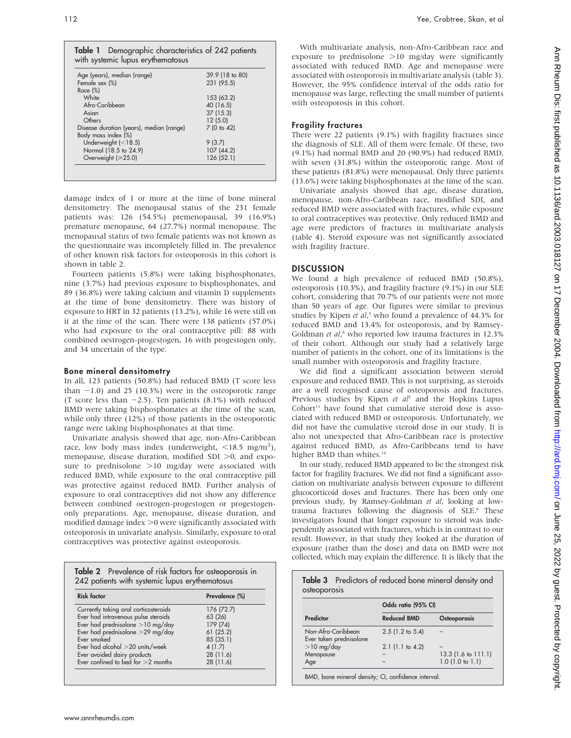**Table 1** Demographic characteristics of 242 patients with systemic lupus erythematosus

| | |
|---|---|
| Age (years), median (range) | 39.9 (18 to 80) |
| Female sex (%) | 231 (95.5) |
| Race (%) | |
| White | 153 (63.2) |
| Afro-Caribbean | 40 (16.5) |
| Asian | 37 (15.3) |
| Others | 12 (5.0) |
| Disease duration (years), median (range) | 7 (0 to 42) |
| Body mass index (%) | |
| Underweight (<18.5) | 9 (3.7) |
| Normal (18.5 to 24.9) | 107 (44.2) |
| Overweight (⩾25.0) | 126 (52.1) |

damage index of 1 or more at the time of bone mineral densitometry. The menopausal status of the 231 female patients was: 126 (54.5%) premenopausal, 39 (16.9%) premature menopause, 64 (27.7%) normal menopause. The menopausal status of two female patients was not known as the questionnaire was incompletely filled in. The prevalence of other known risk factors for osteoporosis in this cohort is shown in table 2.

Fourteen patients (5.8%) were taking bisphosphonates, nine (3.7%) had previous exposure to bisphosphonates, and 89 (36.8%) were taking calcium and vitamin D supplements at the time of bone densitometry. There was history of exposure to HRT in 32 patients (13.2%), while 16 were still on it at the time of the scan. There were 138 patients (57.0%) who had exposure to the oral contraceptive pill: 88 with combined oestrogen-progestogen, 16 with progestogen only, and 34 uncertain of the type.

### Bone mineral densitometry

In all, 123 patients (50.8%) had reduced BMD (T score less than −1.0) and 25 (10.3%) were in the osteoporotic range (T score less than −2.5). Ten patients (8.1%) with reduced BMD were taking bisphosphonates at the time of the scan, while only three (12%) of those patients in the osteoporotic range were taking bisphosphonates at that time.

Univariate analysis showed that age, non-Afro-Caribbean race, low body mass index (underweight, <18.5 mg/m$^2$), menopause, disease duration, modified SDI >0, and exposure to prednisolone >10 mg/day were associated with reduced BMD, while exposure to the oral contraceptive pill was protective against reduced BMD. Further analysis of exposure to oral contraceptives did not show any difference between combined oestrogen-progestogen or progestogen-only preparations. Age, menopause, disease duration, and modified damage index >0 were significantly associated with osteoporosis in univariate analysis. Similarly, exposure to oral contraceptives was protective against osteoporosis.

**Table 2** Prevalence of risk factors for osteoporosis in 242 patients with systemic lupus erythematosus

| Risk factor | Prevalence (%) |
|---|---|
| Currently taking oral corticosteroids | 176 (72.7) |
| Ever had intravenous pulse steroids | 63 (26) |
| Ever had prednisolone >10 mg/day | 179 (74) |
| Ever had prednisolone >29 mg/day | 61 (25.2) |
| Ever smoked | 85 (35.1) |
| Ever had alcohol >20 units/week | 4 (1.7) |
| Ever avoided dairy products | 28 (11.6) |
| Ever confined to bed for >2 months | 28 (11.6) |

With multivariate analysis, non-Afro-Caribbean race and exposure to prednisolone >10 mg/day were significantly associated with reduced BMD. Age and menopause were associated with osteoporosis in multivariate analysis (table 3). However, the 95% confidence interval of the odds ratio for menopause was large, reflecting the small number of patients with osteoporosis in this cohort.

### Fragility fractures

There were 22 patients (9.1%) with fragility fractures since the diagnosis of SLE. All of them were female. Of these, two (9.1%) had normal BMD and 20 (90.9%) had reduced BMD, with seven (31.8%) within the osteoporotic range. Most of these patients (81.8%) were menopausal. Only three patients (13.6%) were taking bisphosphonates at the time of the scan.

Univariate analysis showed that age, disease duration, menopause, non-Afro-Caribbean race, modified SDI, and reduced BMD were associated with fractures, while exposure to oral contraceptives was protective. Only reduced BMD and age were predictors of fractures in multivariate analysis (table 4). Steroid exposure was not significantly associated with fragility fracture.

## DISCUSSION

We found a high prevalence of reduced BMD (50.8%), osteoporosis (10.3%), and fragility fracture (9.1%) in our SLE cohort, considering that 70.7% of our patients were not more than 50 years of age. Our figures were similar to previous studies by Kipen *et al*,[5] who found a prevalence of 44.3% for reduced BMD and 13.4% for osteoporosis, and by Ramsey-Goldman *et al*,[8] who reported low trauma fractures in 12.3% of their cohort. Although our study had a relatively large number of patients in the cohort, one of its limitations is the small number with osteoporosis and fragility fracture.

We did find a significant association between steroid exposure and reduced BMD. This is not surprising, as steroids are a well recognised cause of osteoporosis and fractures. Previous studies by Kipen *et al*[5] and the Hopkins Lupus Cohort[13] have found that cumulative steroid dose is associated with reduced BMD or osteoporosis. Unfortunately, we did not have the cumulative steroid dose in our study. It is also not unexpected that Afro-Caribbean race is protective against reduced BMD, as Afro-Caribbeans tend to have higher BMD than whites.[14]

In our study, reduced BMD appeared to be the strongest risk factor for fragility fractures. We did not find a significant association on multivariate analysis between exposure to different glucocorticoid doses and fractures. There has been only one previous study, by Ramsey-Goldman *et al*, looking at low-trauma fractures following the diagnosis of SLE.[8] These investigators found that longer exposure to steroid was independently associated with fractures, which is in contrast to our result. However, in that study they looked at the duration of exposure (rather than the dose) and data on BMD were not collected, which may explain the difference. It is likely that the

**Table 3** Predictors of reduced bone mineral density and osteoporosis

| | Odds ratio (95% CI) | |
|---|---|---|
| Predictor | Reduced BMD | Osteoporosis |
| Non-Afro-Caribbean | 2.5 (1.2 to 5.4) | – |
| Ever taken prednisolone >10 mg/day | 2.1 (1.1 to 4.2) | – |
| Menopause | – | 13.3 (1.6 to 111.1) |
| Age | – | 1.0 (1.0 to 1.1) |

BMD, bone mineral density; CI, confidence interval.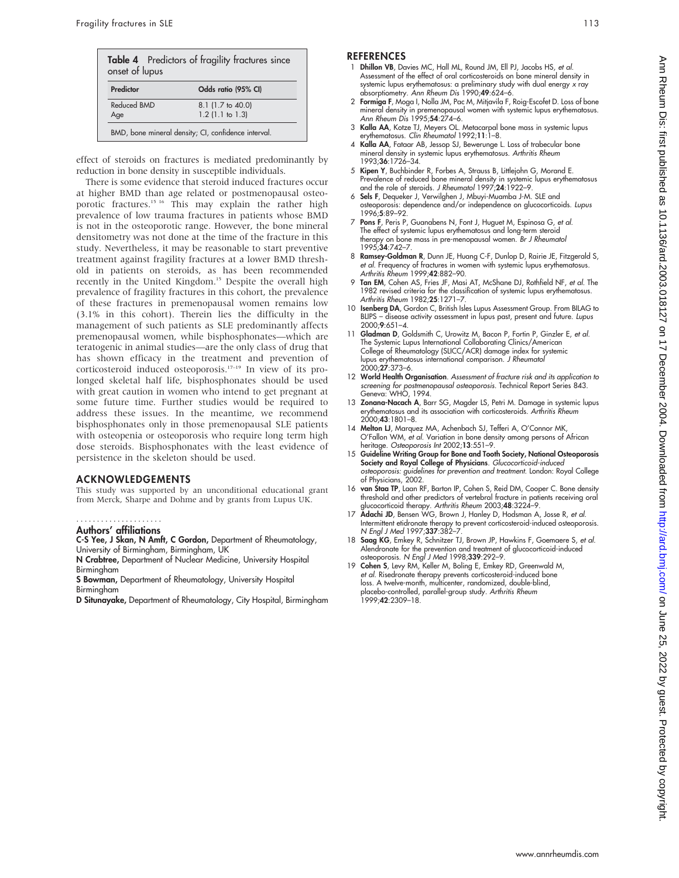**Table 4** Predictors of fragility fractures since onset of lupus

| Predictor | Odds ratio (95% CI) |
|---|---|
| Reduced BMD | 8.1 (1.7 to 40.0) |
| Age | 1.2 (1.1 to 1.3) |

BMD, bone mineral density; CI, confidence interval.

effect of steroids on fractures is mediated predominantly by reduction in bone density in susceptible individuals.

There is some evidence that steroid induced fractures occur at higher BMD than age related or postmenopausal osteoporotic fractures.[15 16] This may explain the rather high prevalence of low trauma fractures in patients whose BMD is not in the osteoporotic range. However, the bone mineral densitometry was not done at the time of the fracture in this study. Nevertheless, it may be reasonable to start preventive treatment against fragility fractures at a lower BMD threshold in patients on steroids, as has been recommended recently in the United Kingdom.[15] Despite the overall high prevalence of fragility fractures in this cohort, the prevalence of these fractures in premenopausal women remains low (3.1% in this cohort). Therein lies the difficulty in the management of such patients as SLE predominantly affects premenopausal women, while bisphosphonates—which are teratogenic in animal studies—are the only class of drug that has shown efficacy in the treatment and prevention of corticosteroid induced osteoporosis.[17–19] In view of its prolonged skeletal half life, bisphosphonates should be used with great caution in women who intend to get pregnant at some future time. Further studies would be required to address these issues. In the meantime, we recommend bisphosphonates only in those premenopausal SLE patients with osteopenia or osteoporosis who require long term high dose steroids. Bisphosphonates with the least evidence of persistence in the skeleton should be used.

## ACKNOWLEDGEMENTS

This study was supported by an unconditional educational grant from Merck, Sharpe and Dohme and by grants from Lupus UK.

### Authors' affiliations

**C-S Yee, J Skan, N Amft, C Gordon,** Department of Rheumatology, University of Birmingham, Birmingham, UK

**N Crabtree,** Department of Nuclear Medicine, University Hospital Birmingham

**S Bowman,** Department of Rheumatology, University Hospital Birmingham

**D Situnayake,** Department of Rheumatology, City Hospital, Birmingham

## REFERENCES

1. **Dhillon VB**, Davies MC, Hall ML, Round JM, Ell PJ, Jacobs HS, *et al*. Assessment of the effect of oral corticosteroids on bone mineral density in systemic lupus erythematosus: a preliminary study with dual energy x ray absorptiometry. *Ann Rheum Dis* 1990;**49**:624–6.
2. **Formiga F**, Moga I, Nolla JM, Pac M, Mitjavila F, Roig-Escofet D. Loss of bone mineral density in premenopausal women with systemic lupus erythematosus. *Ann Rheum Dis* 1995;**54**:274–6.
3. **Kalla AA**, Kotze TJ, Meyers OL. Metacarpal bone mass in systemic lupus erythematosus. *Clin Rheumatol* 1992;**11**:1–8.
4. **Kalla AA**, Fataar AB, Jessop SJ, Bewerunge L. Loss of trabecular bone mineral density in systemic lupus erythematosus. *Arthritis Rheum* 1993;**36**:1726–34.
5. **Kipen Y**, Buchbinder R, Forbes A, Strauss B, Littlejohn G, Morand E. Prevalence of reduced bone mineral density in systemic lupus erythematosus and the role of steroids. *J Rheumatol* 1997;**24**:1922–9.
6. **Sels F**, Dequeker J, Verwilghen J, Mbuyi-Muamba J-M. SLE and osteoporosis: dependence and/or independence on glucocorticoids. *Lupus* 1996;**5**:89–92.
7. **Pons F**, Peris P, Guanabens N, Font J, Huguet M, Espinosa G, *et al*. The effect of systemic lupus erythematosus and long-term steroid therapy on bone mass in pre-menopausal women. *Br J Rheumatol* 1995;**34**:742–7.
8. **Ramsey-Goldman R**, Dunn JE, Huang C-F, Dunlop D, Rairie JE, Fitzgerald S, *et al*. Frequency of fractures in women with systemic lupus erythematosus. *Arthritis Rheum* 1999;**42**:882–90.
9. **Tan EM**, Cohen AS, Fries JF, Masi AT, McShane DJ, Rothfield NF, *et al*. The 1982 revised criteria for the classification of systemic lupus erythematosus. *Arthritis Rheum* 1982;**25**:1271–7.
10. **Isenberg DA**, Gordon C, British Isles Lupus Assessment Group. From BILAG to BLIPS – disease activity assessment in lupus past, present and future. *Lupus* 2000;**9**:651–4.
11. **Gladman D**, Goldsmith C, Urowitz M, Bacon P, Fortin P, Ginzler E, *et al*. The Systemic Lupus International Collaborating Clinics/American College of Rheumatology (SLICC/ACR) damage index for systemic lupus erythematosus international comparison. *J Rheumatol* 2000;**27**:373–6.
12. **World Health Organisation**. *Assessment of fracture risk and its application to screening for postmenopausal osteoporosis*. Technical Report Series 843. Geneva: WHO, 1994.
13. **Zonana-Nacach A**, Barr SG, Magder LS, Petri M. Damage in systemic lupus erythematosus and its association with corticosteroids. *Arthritis Rheum* 2000;**43**:1801–8.
14. **Melton LJ**, Marquez MA, Achenbach SJ, Tefferi A, O'Connor MK, O'Fallon WM, *et al*. Variation in bone density among persons of African heritage. *Osteoporosis Int* 2002;**13**:551–9.
15. **Guideline Writing Group for Bone and Tooth Society, National Osteoporosis Society and Royal College of Physicians**. *Glucocorticoid-induced osteoporosis: guidelines for prevention and treatment*. London: Royal College of Physicians, 2002.
16. **van Staa TP**, Laan RF, Barton IP, Cohen S, Reid DM, Cooper C. Bone density threshold and other predictors of vertebral fracture in patients receiving oral glucocorticoid therapy. *Arthritis Rheum* 2003;**48**:3224–9.
17. **Adachi JD**, Bensen WG, Brown J, Hanley D, Hodsman A, Josse R, *et al*. Intermittent etidronate therapy to prevent corticosteroid-induced osteoporosis. *N Engl J Med* 1997;**337**:382–7.
18. **Saag KG**, Emkey R, Schnitzer TJ, Brown JP, Hawkins F, Goemaere S, *et al*. Alendronate for the prevention and treatment of glucocorticoid-induced osteoporosis. *N Engl J Med* 1998;**339**:292–9.
19. **Cohen S**, Levy RM, Keller M, Boling E, Emkey RD, Greenwald M, *et al*. Risedronate therapy prevents corticosteroid-induced bone loss. A twelve-month, multicenter, randomized, double-blind, placebo-controlled, parallel-group study. *Arthritis Rheum* 1999;**42**:2309–18.